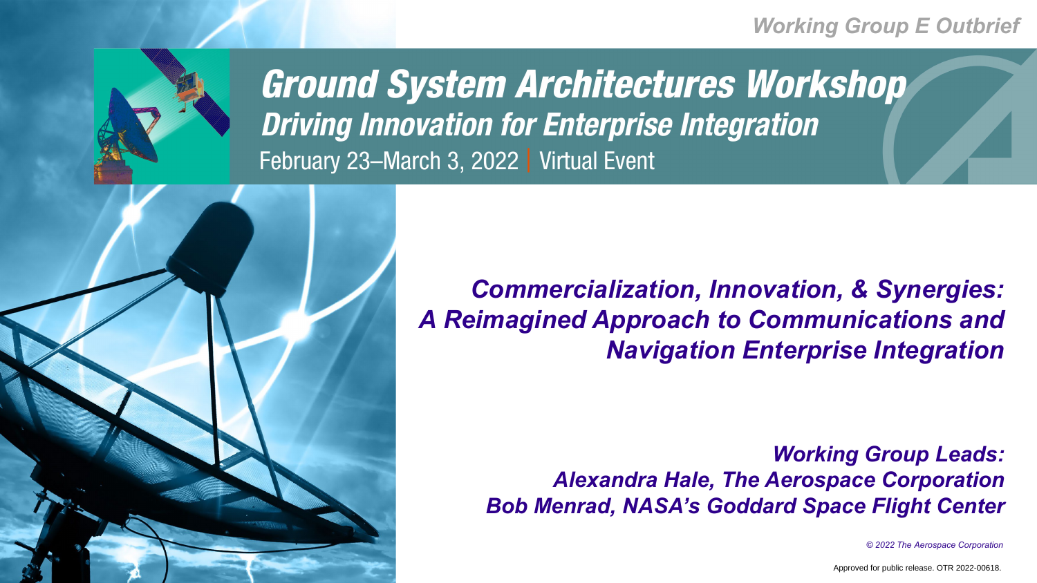Working Group E Outbrief

# Ground System Architectures Workshop

## Driving Innovation for Enterprise Integration

February 23–March 3, 2022 | Virtual Event

## *Commercialization, Innovation, & Synergies: A Reimagined Approach to Communications and Navigation Enterprise Integration*

***Working Group Leads:***
***Alexandra Hale, The Aerospace Corporation***
***Bob Menrad, NASA's Goddard Space Flight Center***

*© 2022 The Aerospace Corporation*

Approved for public release. OTR 2022-00618.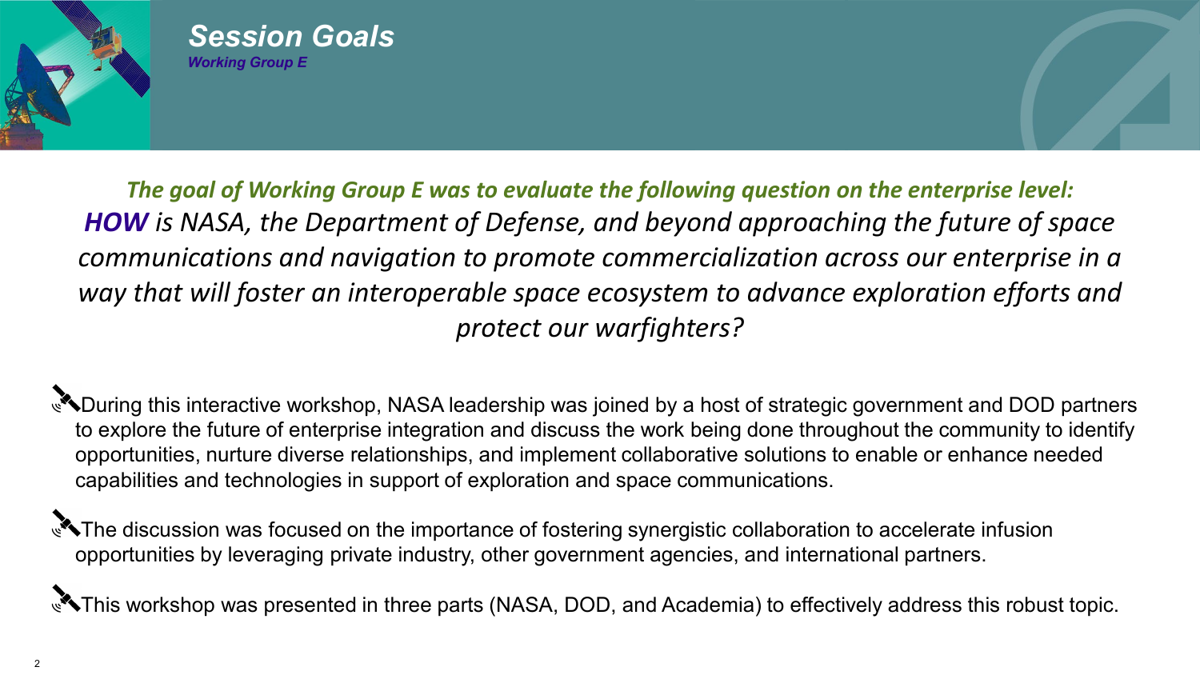# *Session Goals*

***Working Group E***

***The goal of Working Group E was to evaluate the following question on the enterprise level:***

***HOW** is NASA, the Department of Defense, and beyond approaching the future of space communications and navigation to promote commercialization across our enterprise in a way that will foster an interoperable space ecosystem to advance exploration efforts and protect our warfighters?*

- During this interactive workshop, NASA leadership was joined by a host of strategic government and DOD partners to explore the future of enterprise integration and discuss the work being done throughout the community to identify opportunities, nurture diverse relationships, and implement collaborative solutions to enable or enhance needed capabilities and technologies in support of exploration and space communications.
- The discussion was focused on the importance of fostering synergistic collaboration to accelerate infusion opportunities by leveraging private industry, other government agencies, and international partners.
- This workshop was presented in three parts (NASA, DOD, and Academia) to effectively address this robust topic.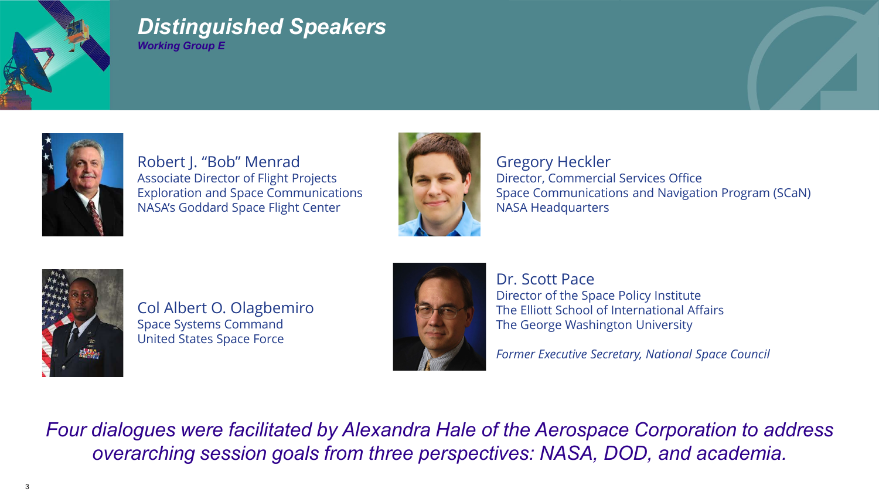# Distinguished Speakers

### Working Group E

**Robert J. "Bob" Menrad**
Associate Director of Flight Projects
Exploration and Space Communications
NASA's Goddard Space Flight Center

**Gregory Heckler**
Director, Commercial Services Office
Space Communications and Navigation Program (SCaN)
NASA Headquarters

**Col Albert O. Olagbemiro**
Space Systems Command
United States Space Force

**Dr. Scott Pace**
Director of the Space Policy Institute
The Elliott School of International Affairs
The George Washington University

*Former Executive Secretary, National Space Council*

*Four dialogues were facilitated by Alexandra Hale of the Aerospace Corporation to address overarching session goals from three perspectives: NASA, DOD, and academia.*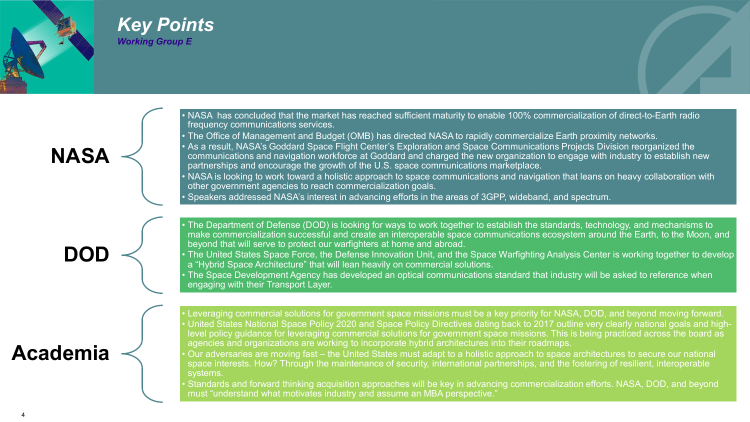# Key Points

***Working Group E***

## NASA

- NASA has concluded that the market has reached sufficient maturity to enable 100% commercialization of direct-to-Earth radio frequency communications services.
- The Office of Management and Budget (OMB) has directed NASA to rapidly commercialize Earth proximity networks.
- As a result, NASA's Goddard Space Flight Center's Exploration and Space Communications Projects Division reorganized the communications and navigation workforce at Goddard and charged the new organization to engage with industry to establish new partnerships and encourage the growth of the U.S. space communications marketplace.
- NASA is looking to work toward a holistic approach to space communications and navigation that leans on heavy collaboration with other government agencies to reach commercialization goals.
- Speakers addressed NASA's interest in advancing efforts in the areas of 3GPP, wideband, and spectrum.

## DOD

- The Department of Defense (DOD) is looking for ways to work together to establish the standards, technology, and mechanisms to make commercialization successful and create an interoperable space communications ecosystem around the Earth, to the Moon, and beyond that will serve to protect our warfighters at home and abroad.
- The United States Space Force, the Defense Innovation Unit, and the Space Warfighting Analysis Center is working together to develop a "Hybrid Space Architecture" that will lean heavily on commercial solutions.
- The Space Development Agency has developed an optical communications standard that industry will be asked to reference when engaging with their Transport Layer.

## Academia

- Leveraging commercial solutions for government space missions must be a key priority for NASA, DOD, and beyond moving forward.
- United States National Space Policy 2020 and Space Policy Directives dating back to 2017 outline very clearly national goals and high-level policy guidance for leveraging commercial solutions for government space missions. This is being practiced across the board as agencies and organizations are working to incorporate hybrid architectures into their roadmaps.
- Our adversaries are moving fast – the United States must adapt to a holistic approach to space architectures to secure our national space interests. How? Through the maintenance of security, international partnerships, and the fostering of resilient, interoperable systems.
- Standards and forward thinking acquisition approaches will be key in advancing commercialization efforts. NASA, DOD, and beyond must "understand what motivates industry and assume an MBA perspective."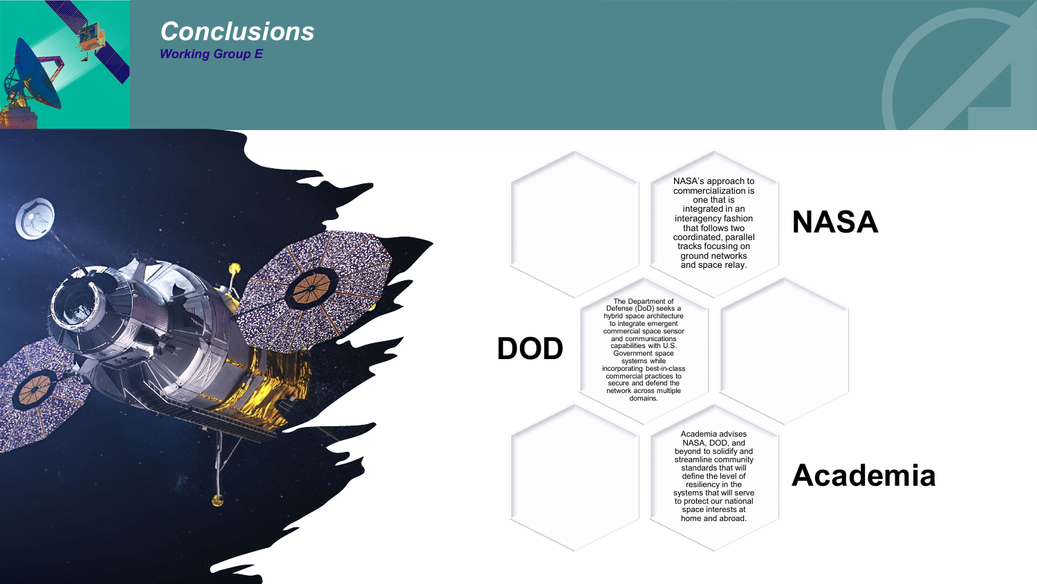# Conclusions

*Working Group E*

## NASA

NASA's approach to commercialization is one that is integrated in an interagency fashion that follows two coordinated, parallel tracks focusing on ground networks and space relay.

## DOD

The Department of Defense (DoD) seeks a hybrid space architecture to integrate emergent commercial space sensor and communications capabilities with U.S. Government space systems while incorporating best-in-class commercial practices to secure and defend the network across multiple domains.

## Academia

Academia advises NASA, DOD, and beyond to solidify and streamline community standards that will define the level of resiliency in the systems that will serve to protect our national space interests at home and abroad.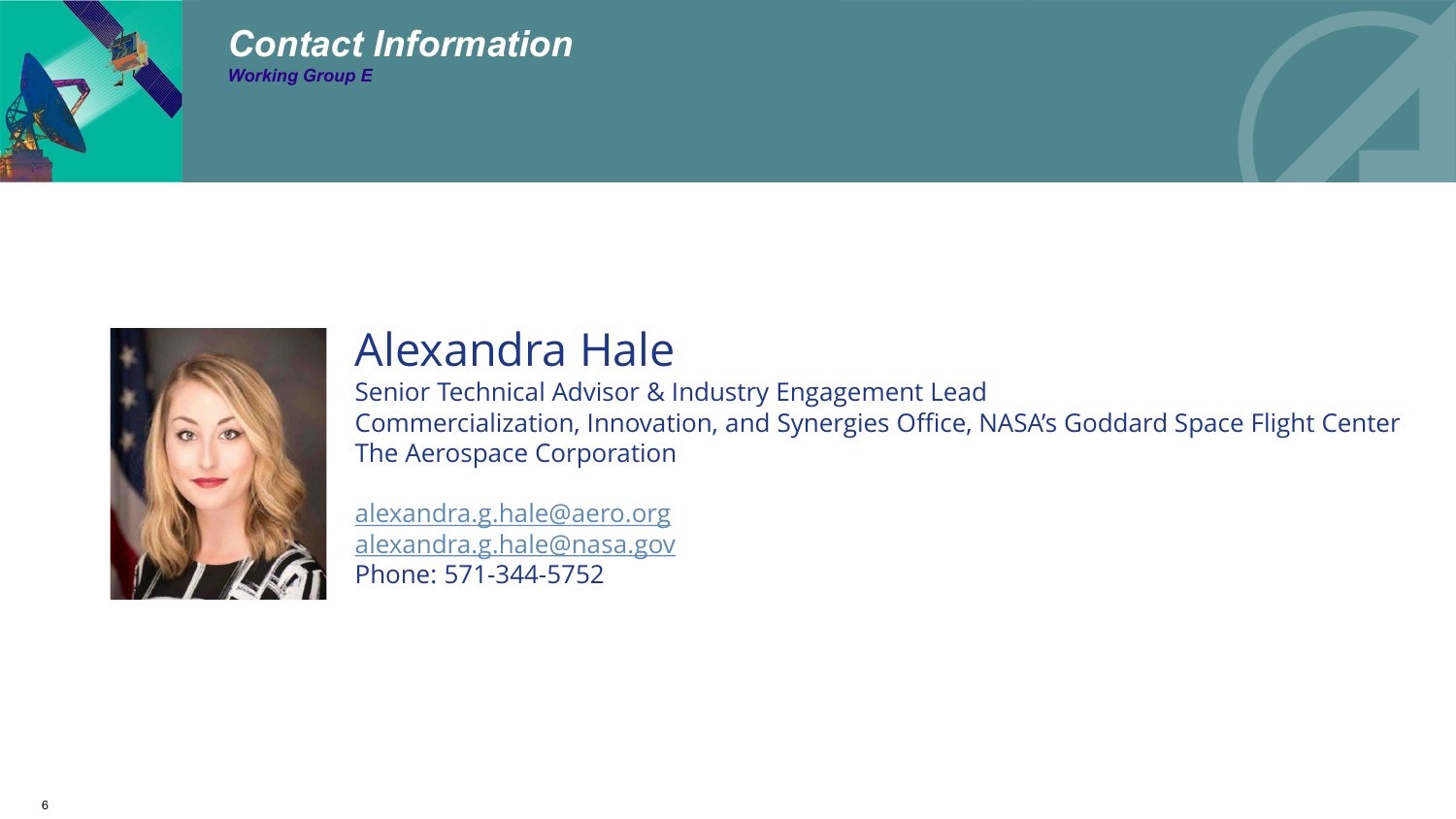# *Contact Information*

***Working Group E***

## Alexandra Hale

Senior Technical Advisor & Industry Engagement Lead
Commercialization, Innovation, and Synergies Office, NASA's Goddard Space Flight Center
The Aerospace Corporation

alexandra.g.hale@aero.org
alexandra.g.hale@nasa.gov
Phone: 571-344-5752